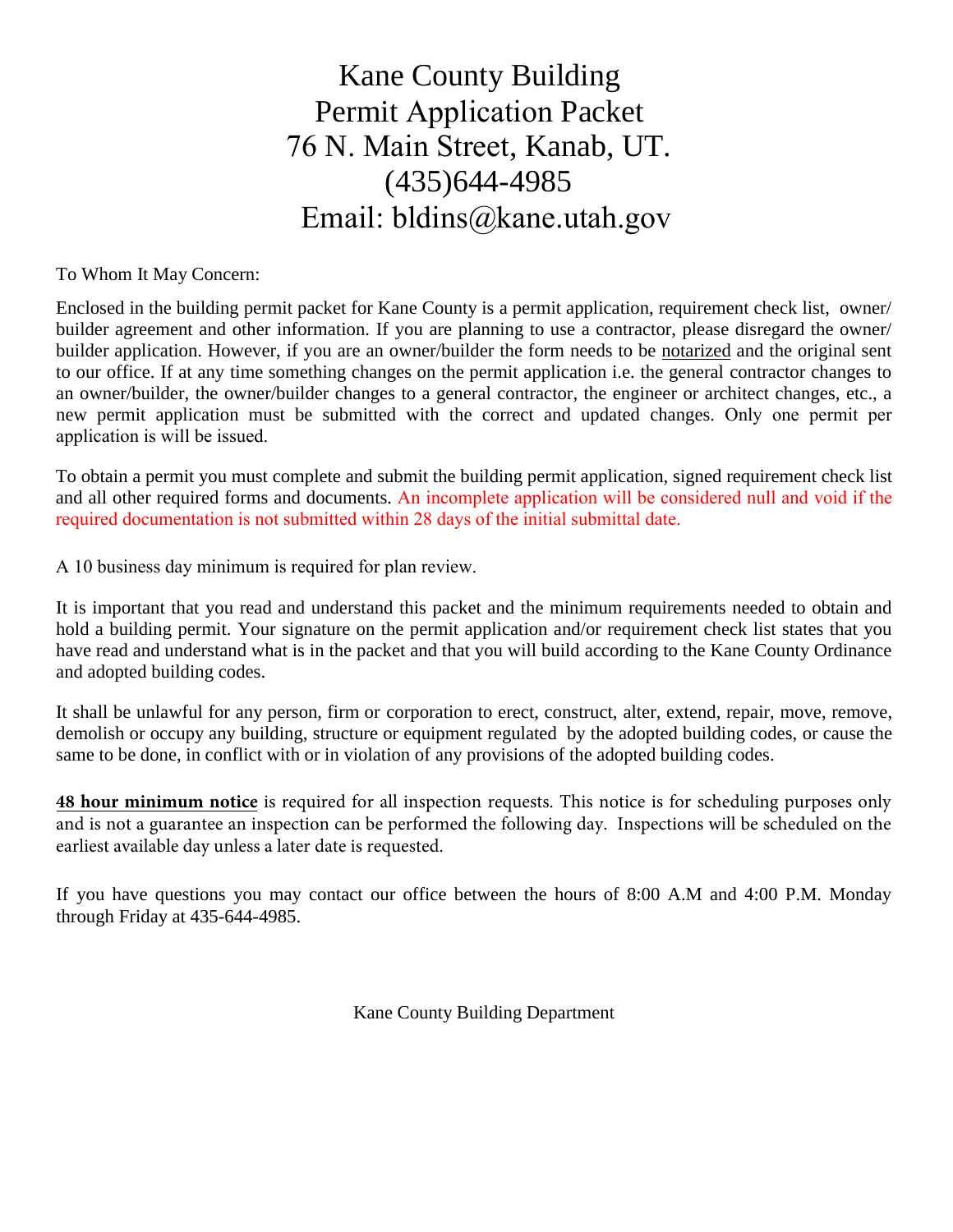# Kane County Building Permit Application Packet
# 76 N. Main Street, Kanab, UT.
# (435)644-4985
# Email: bldins@kane.utah.gov

To Whom It May Concern:

Enclosed in the building permit packet for Kane County is a permit application, requirement check list, owner/ builder agreement and other information. If you are planning to use a contractor, please disregard the owner/ builder application. However, if you are an owner/builder the form needs to be notarized and the original sent to our office. If at any time something changes on the permit application i.e. the general contractor changes to an owner/builder, the owner/builder changes to a general contractor, the engineer or architect changes, etc., a new permit application must be submitted with the correct and updated changes. Only one permit per application is will be issued.

To obtain a permit you must complete and submit the building permit application, signed requirement check list and all other required forms and documents. An incomplete application will be considered null and void if the required documentation is not submitted within 28 days of the initial submittal date.

A 10 business day minimum is required for plan review.

It is important that you read and understand this packet and the minimum requirements needed to obtain and hold a building permit. Your signature on the permit application and/or requirement check list states that you have read and understand what is in the packet and that you will build according to the Kane County Ordinance and adopted building codes.

It shall be unlawful for any person, firm or corporation to erect, construct, alter, extend, repair, move, remove, demolish or occupy any building, structure or equipment regulated by the adopted building codes, or cause the same to be done, in conflict with or in violation of any provisions of the adopted building codes.

**48 hour minimum notice** is required for all inspection requests. This notice is for scheduling purposes only and is not a guarantee an inspection can be performed the following day. Inspections will be scheduled on the earliest available day unless a later date is requested.

If you have questions you may contact our office between the hours of 8:00 A.M and 4:00 P.M. Monday through Friday at 435-644-4985.

Kane County Building Department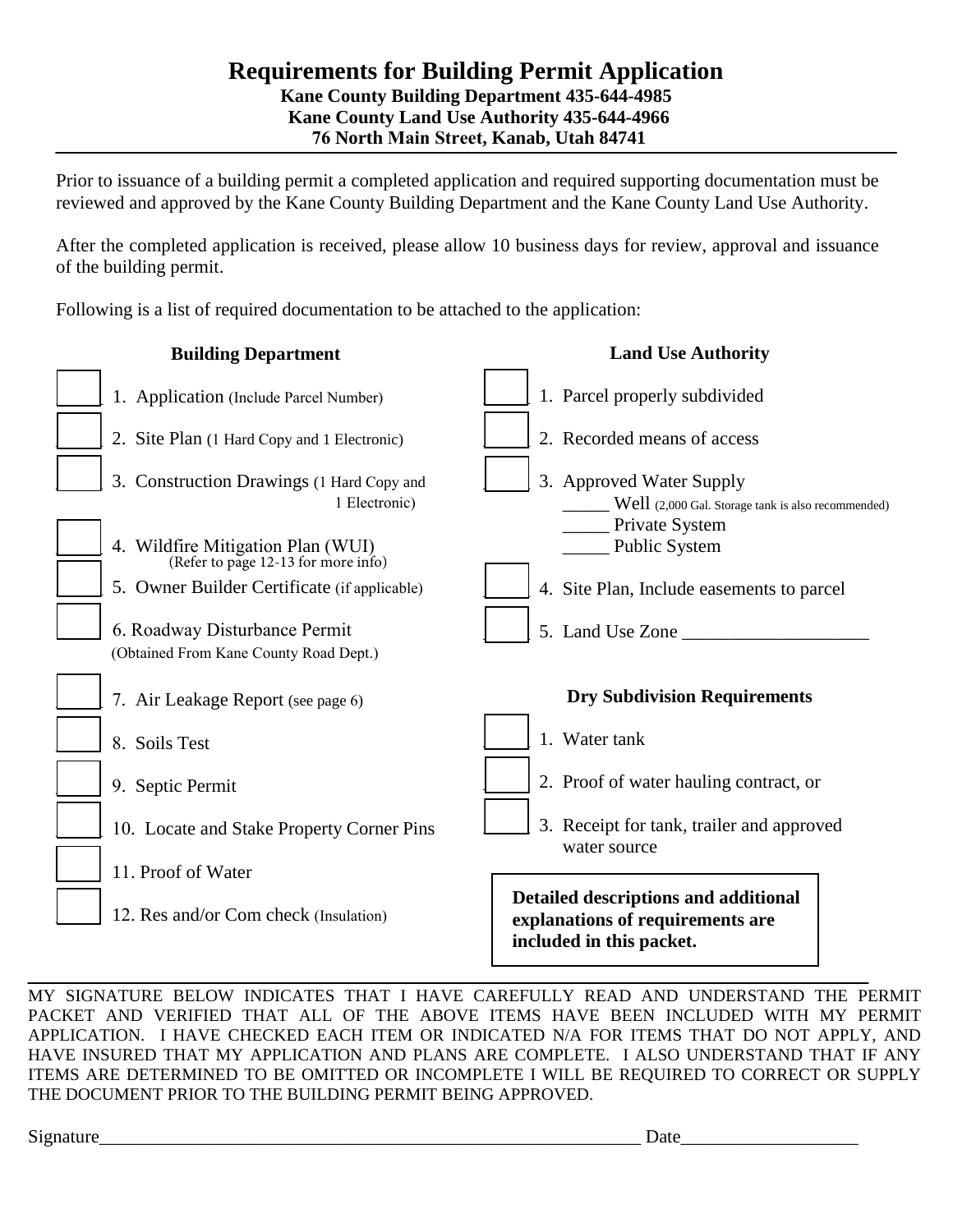# Requirements for Building Permit Application

**Kane County Building Department 435-644-4985**
**Kane County Land Use Authority 435-644-4966**
**76 North Main Street, Kanab, Utah 84741**

---

Prior to issuance of a building permit a completed application and required supporting documentation must be reviewed and approved by the Kane County Building Department and the Kane County Land Use Authority.

After the completed application is received, please allow 10 business days for review, approval and issuance of the building permit.

Following is a list of required documentation to be attached to the application:

### Building Department

- ☐ 1. Application (Include Parcel Number)
- ☐ 2. Site Plan (1 Hard Copy and 1 Electronic)
- ☐ 3. Construction Drawings (1 Hard Copy and 1 Electronic)
- ☐ 4. Wildfire Mitigation Plan (WUI) (Refer to page 12-13 for more info)
- ☐ 5. Owner Builder Certificate (if applicable)
- ☐ 6. Roadway Disturbance Permit (Obtained From Kane County Road Dept.)
- ☐ 7. Air Leakage Report (see page 6)
- ☐ 8. Soils Test
- ☐ 9. Septic Permit
- ☐ 10. Locate and Stake Property Corner Pins
- ☐ 11. Proof of Water
- ☐ 12. Res and/or Com check (Insulation)

### Land Use Authority

- ☐ 1. Parcel properly subdivided
- ☐ 2. Recorded means of access
- ☐ 3. Approved Water Supply
  - _____ Well (2,000 Gal. Storage tank is also recommended)
  - _____ Private System
  - _____ Public System
- ☐ 4. Site Plan, Include easements to parcel
- ☐ 5. Land Use Zone ____________________

### Dry Subdivision Requirements

- ☐ 1. Water tank
- ☐ 2. Proof of water hauling contract, or
- ☐ 3. Receipt for tank, trailer and approved water source

**Detailed descriptions and additional explanations of requirements are included in this packet.**

---

MY SIGNATURE BELOW INDICATES THAT I HAVE CAREFULLY READ AND UNDERSTAND THE PERMIT PACKET AND VERIFIED THAT ALL OF THE ABOVE ITEMS HAVE BEEN INCLUDED WITH MY PERMIT APPLICATION. I HAVE CHECKED EACH ITEM OR INDICATED N/A FOR ITEMS THAT DO NOT APPLY, AND HAVE INSURED THAT MY APPLICATION AND PLANS ARE COMPLETE. I ALSO UNDERSTAND THAT IF ANY ITEMS ARE DETERMINED TO BE OMITTED OR INCOMPLETE I WILL BE REQUIRED TO CORRECT OR SUPPLY THE DOCUMENT PRIOR TO THE BUILDING PERMIT BEING APPROVED.

Signature____________________________________________________________ Date___________________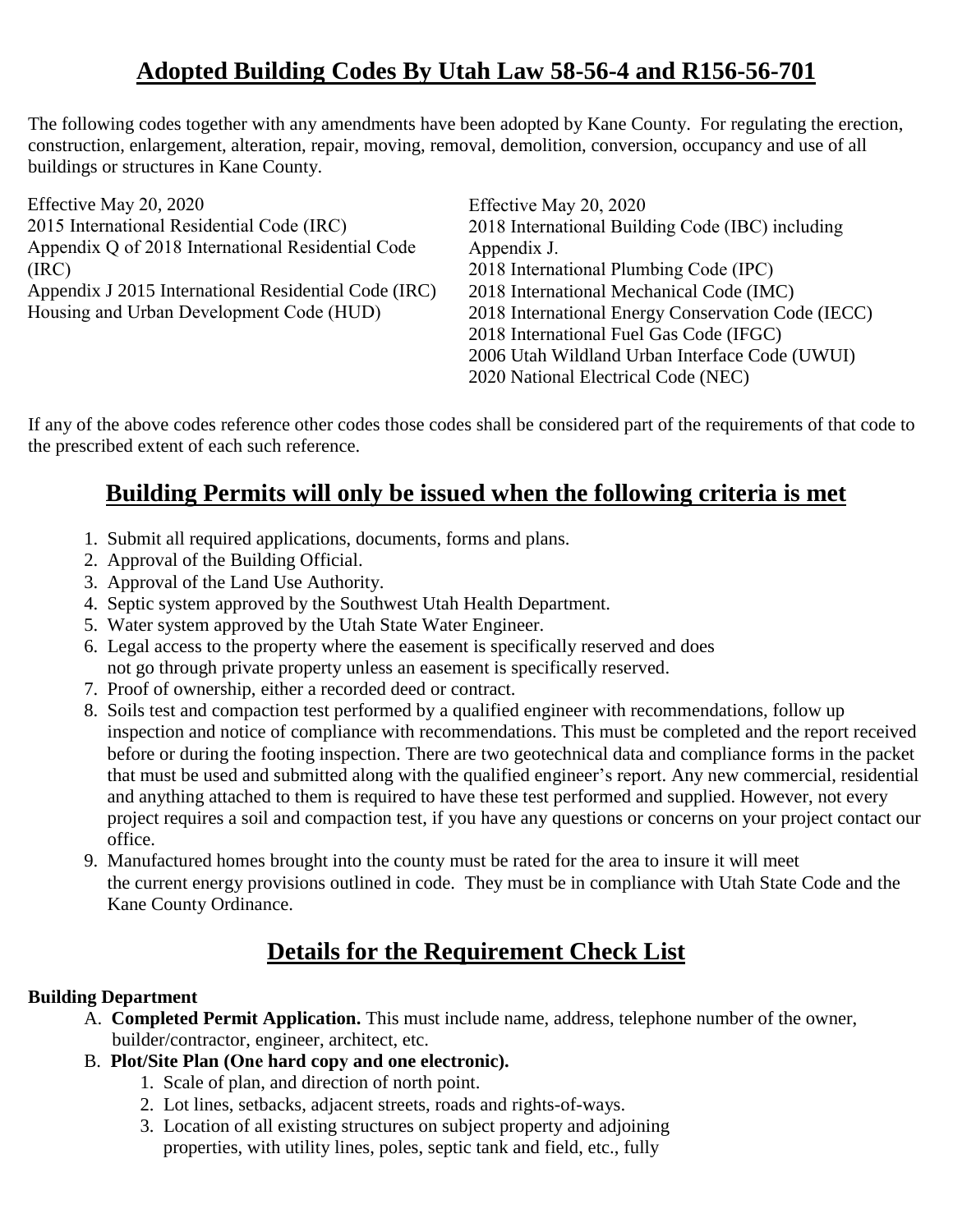# Adopted Building Codes By Utah Law 58-56-4 and R156-56-701

The following codes together with any amendments have been adopted by Kane County. For regulating the erection, construction, enlargement, alteration, repair, moving, removal, demolition, conversion, occupancy and use of all buildings or structures in Kane County.

Effective May 20, 2020
2015 International Residential Code (IRC)
Appendix Q of 2018 International Residential Code (IRC)
Appendix J 2015 International Residential Code (IRC)
Housing and Urban Development Code (HUD)

Effective May 20, 2020
2018 International Building Code (IBC) including Appendix J.
2018 International Plumbing Code (IPC)
2018 International Mechanical Code (IMC)
2018 International Energy Conservation Code (IECC)
2018 International Fuel Gas Code (IFGC)
2006 Utah Wildland Urban Interface Code (UWUI)
2020 National Electrical Code (NEC)

If any of the above codes reference other codes those codes shall be considered part of the requirements of that code to the prescribed extent of each such reference.

## Building Permits will only be issued when the following criteria is met

1. Submit all required applications, documents, forms and plans.
2. Approval of the Building Official.
3. Approval of the Land Use Authority.
4. Septic system approved by the Southwest Utah Health Department.
5. Water system approved by the Utah State Water Engineer.
6. Legal access to the property where the easement is specifically reserved and does not go through private property unless an easement is specifically reserved.
7. Proof of ownership, either a recorded deed or contract.
8. Soils test and compaction test performed by a qualified engineer with recommendations, follow up inspection and notice of compliance with recommendations. This must be completed and the report received before or during the footing inspection. There are two geotechnical data and compliance forms in the packet that must be used and submitted along with the qualified engineer's report. Any new commercial, residential and anything attached to them is required to have these test performed and supplied. However, not every project requires a soil and compaction test, if you have any questions or concerns on your project contact our office.
9. Manufactured homes brought into the county must be rated for the area to insure it will meet the current energy provisions outlined in code. They must be in compliance with Utah State Code and the Kane County Ordinance.

## Details for the Requirement Check List

**Building Department**

A. **Completed Permit Application.** This must include name, address, telephone number of the owner, builder/contractor, engineer, architect, etc.

B. **Plot/Site Plan (One hard copy and one electronic).**
   1. Scale of plan, and direction of north point.
   2. Lot lines, setbacks, adjacent streets, roads and rights-of-ways.
   3. Location of all existing structures on subject property and adjoining properties, with utility lines, poles, septic tank and field, etc., fully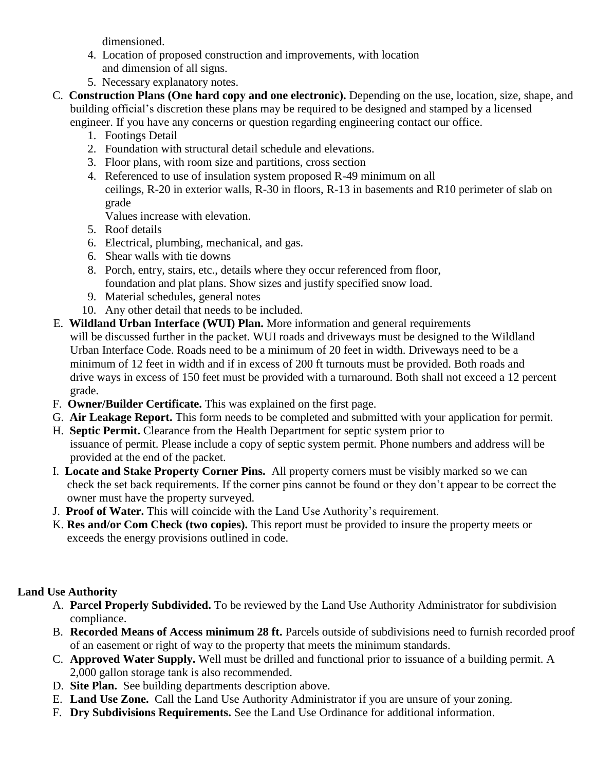dimensioned.

4. Location of proposed construction and improvements, with location and dimension of all signs.
5. Necessary explanatory notes.

C. **Construction Plans (One hard copy and one electronic).** Depending on the use, location, size, shape, and building official's discretion these plans may be required to be designed and stamped by a licensed engineer. If you have any concerns or question regarding engineering contact our office.

1. Footings Detail
2. Foundation with structural detail schedule and elevations.
3. Floor plans, with room size and partitions, cross section
4. Referenced to use of insulation system proposed R-49 minimum on all ceilings, R-20 in exterior walls, R-30 in floors, R-13 in basements and R10 perimeter of slab on grade
   Values increase with elevation.
5. Roof details
6. Electrical, plumbing, mechanical, and gas.
6. Shear walls with tie downs
8. Porch, entry, stairs, etc., details where they occur referenced from floor, foundation and plat plans. Show sizes and justify specified snow load.
9. Material schedules, general notes
10. Any other detail that needs to be included.

E. **Wildland Urban Interface (WUI) Plan.** More information and general requirements will be discussed further in the packet. WUI roads and driveways must be designed to the Wildland Urban Interface Code. Roads need to be a minimum of 20 feet in width. Driveways need to be a minimum of 12 feet in width and if in excess of 200 ft turnouts must be provided. Both roads and drive ways in excess of 150 feet must be provided with a turnaround. Both shall not exceed a 12 percent grade.

F. **Owner/Builder Certificate.** This was explained on the first page.

G. **Air Leakage Report.** This form needs to be completed and submitted with your application for permit.

H. **Septic Permit.** Clearance from the Health Department for septic system prior to issuance of permit. Please include a copy of septic system permit. Phone numbers and address will be provided at the end of the packet.

I. **Locate and Stake Property Corner Pins.** All property corners must be visibly marked so we can check the set back requirements. If the corner pins cannot be found or they don't appear to be correct the owner must have the property surveyed.

J. **Proof of Water.** This will coincide with the Land Use Authority's requirement.

K. **Res and/or Com Check (two copies).** This report must be provided to insure the property meets or exceeds the energy provisions outlined in code.

**Land Use Authority**

A. **Parcel Properly Subdivided.** To be reviewed by the Land Use Authority Administrator for subdivision compliance.

B. **Recorded Means of Access minimum 28 ft.** Parcels outside of subdivisions need to furnish recorded proof of an easement or right of way to the property that meets the minimum standards.

C. **Approved Water Supply.** Well must be drilled and functional prior to issuance of a building permit. A 2,000 gallon storage tank is also recommended.

D. **Site Plan.** See building departments description above.

E. **Land Use Zone.** Call the Land Use Authority Administrator if you are unsure of your zoning.

F. **Dry Subdivisions Requirements.** See the Land Use Ordinance for additional information.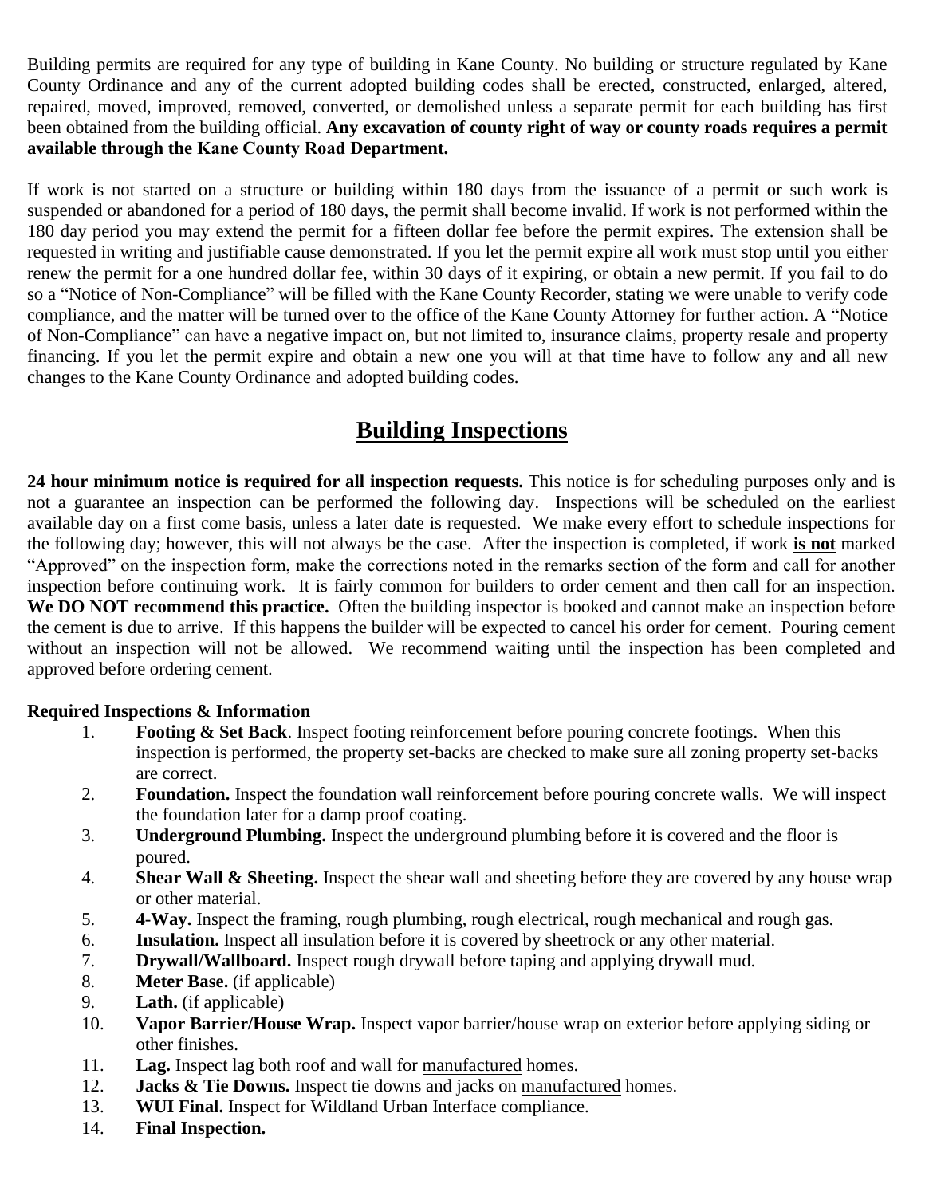Building permits are required for any type of building in Kane County. No building or structure regulated by Kane County Ordinance and any of the current adopted building codes shall be erected, constructed, enlarged, altered, repaired, moved, improved, removed, converted, or demolished unless a separate permit for each building has first been obtained from the building official. **Any excavation of county right of way or county roads requires a permit available through the Kane County Road Department.**

If work is not started on a structure or building within 180 days from the issuance of a permit or such work is suspended or abandoned for a period of 180 days, the permit shall become invalid. If work is not performed within the 180 day period you may extend the permit for a fifteen dollar fee before the permit expires. The extension shall be requested in writing and justifiable cause demonstrated. If you let the permit expire all work must stop until you either renew the permit for a one hundred dollar fee, within 30 days of it expiring, or obtain a new permit. If you fail to do so a "Notice of Non-Compliance" will be filled with the Kane County Recorder, stating we were unable to verify code compliance, and the matter will be turned over to the office of the Kane County Attorney for further action. A "Notice of Non-Compliance" can have a negative impact on, but not limited to, insurance claims, property resale and property financing. If you let the permit expire and obtain a new one you will at that time have to follow any and all new changes to the Kane County Ordinance and adopted building codes.

## Building Inspections

**24 hour minimum notice is required for all inspection requests.** This notice is for scheduling purposes only and is not a guarantee an inspection can be performed the following day. Inspections will be scheduled on the earliest available day on a first come basis, unless a later date is requested. We make every effort to schedule inspections for the following day; however, this will not always be the case. After the inspection is completed, if work **is not** marked "Approved" on the inspection form, make the corrections noted in the remarks section of the form and call for another inspection before continuing work. It is fairly common for builders to order cement and then call for an inspection. **We DO NOT recommend this practice.** Often the building inspector is booked and cannot make an inspection before the cement is due to arrive. If this happens the builder will be expected to cancel his order for cement. Pouring cement without an inspection will not be allowed. We recommend waiting until the inspection has been completed and approved before ordering cement.

**Required Inspections & Information**

1. **Footing & Set Back**. Inspect footing reinforcement before pouring concrete footings. When this inspection is performed, the property set-backs are checked to make sure all zoning property set-backs are correct.
2. **Foundation.** Inspect the foundation wall reinforcement before pouring concrete walls. We will inspect the foundation later for a damp proof coating.
3. **Underground Plumbing.** Inspect the underground plumbing before it is covered and the floor is poured.
4. **Shear Wall & Sheeting.** Inspect the shear wall and sheeting before they are covered by any house wrap or other material.
5. **4-Way.** Inspect the framing, rough plumbing, rough electrical, rough mechanical and rough gas.
6. **Insulation.** Inspect all insulation before it is covered by sheetrock or any other material.
7. **Drywall/Wallboard.** Inspect rough drywall before taping and applying drywall mud.
8. **Meter Base.** (if applicable)
9. **Lath.** (if applicable)
10. **Vapor Barrier/House Wrap.** Inspect vapor barrier/house wrap on exterior before applying siding or other finishes.
11. **Lag.** Inspect lag both roof and wall for manufactured homes.
12. **Jacks & Tie Downs.** Inspect tie downs and jacks on manufactured homes.
13. **WUI Final.** Inspect for Wildland Urban Interface compliance.
14. **Final Inspection.**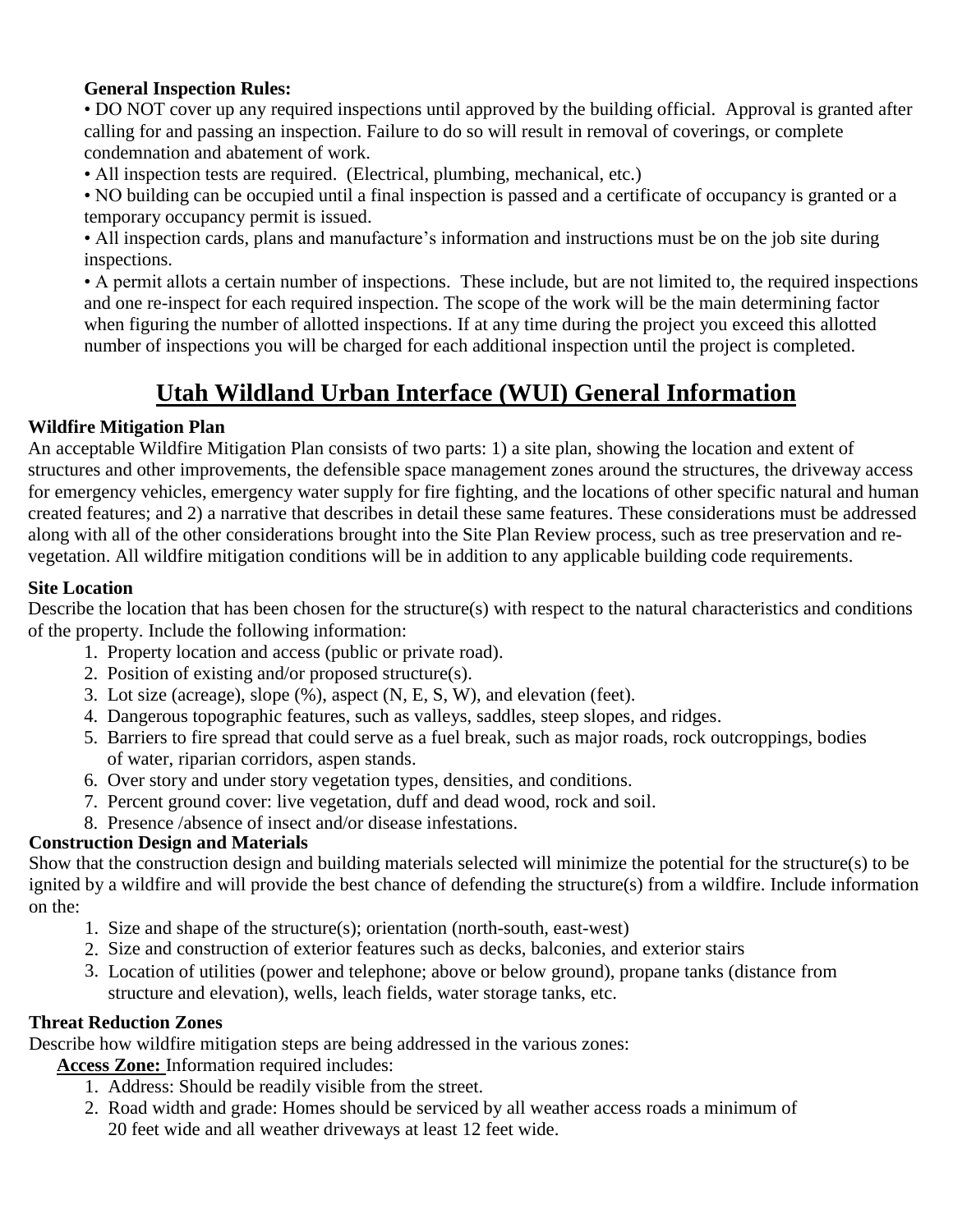**General Inspection Rules:**

- DO NOT cover up any required inspections until approved by the building official. Approval is granted after calling for and passing an inspection. Failure to do so will result in removal of coverings, or complete condemnation and abatement of work.
- All inspection tests are required. (Electrical, plumbing, mechanical, etc.)
- NO building can be occupied until a final inspection is passed and a certificate of occupancy is granted or a temporary occupancy permit is issued.
- All inspection cards, plans and manufacture's information and instructions must be on the job site during inspections.
- A permit allots a certain number of inspections. These include, but are not limited to, the required inspections and one re-inspect for each required inspection. The scope of the work will be the main determining factor when figuring the number of allotted inspections. If at any time during the project you exceed this allotted number of inspections you will be charged for each additional inspection until the project is completed.

# Utah Wildland Urban Interface (WUI) General Information

**Wildfire Mitigation Plan**

An acceptable Wildfire Mitigation Plan consists of two parts: 1) a site plan, showing the location and extent of structures and other improvements, the defensible space management zones around the structures, the driveway access for emergency vehicles, emergency water supply for fire fighting, and the locations of other specific natural and human created features; and 2) a narrative that describes in detail these same features. These considerations must be addressed along with all of the other considerations brought into the Site Plan Review process, such as tree preservation and re-vegetation. All wildfire mitigation conditions will be in addition to any applicable building code requirements.

**Site Location**

Describe the location that has been chosen for the structure(s) with respect to the natural characteristics and conditions of the property. Include the following information:

1. Property location and access (public or private road).
2. Position of existing and/or proposed structure(s).
3. Lot size (acreage), slope (%), aspect (N, E, S, W), and elevation (feet).
4. Dangerous topographic features, such as valleys, saddles, steep slopes, and ridges.
5. Barriers to fire spread that could serve as a fuel break, such as major roads, rock outcroppings, bodies of water, riparian corridors, aspen stands.
6. Over story and under story vegetation types, densities, and conditions.
7. Percent ground cover: live vegetation, duff and dead wood, rock and soil.
8. Presence /absence of insect and/or disease infestations.

**Construction Design and Materials**

Show that the construction design and building materials selected will minimize the potential for the structure(s) to be ignited by a wildfire and will provide the best chance of defending the structure(s) from a wildfire. Include information on the:

1. Size and shape of the structure(s); orientation (north-south, east-west)
2. Size and construction of exterior features such as decks, balconies, and exterior stairs
3. Location of utilities (power and telephone; above or below ground), propane tanks (distance from structure and elevation), wells, leach fields, water storage tanks, etc.

**Threat Reduction Zones**

Describe how wildfire mitigation steps are being addressed in the various zones:

**Access Zone:** Information required includes:

1. Address: Should be readily visible from the street.
2. Road width and grade: Homes should be serviced by all weather access roads a minimum of 20 feet wide and all weather driveways at least 12 feet wide.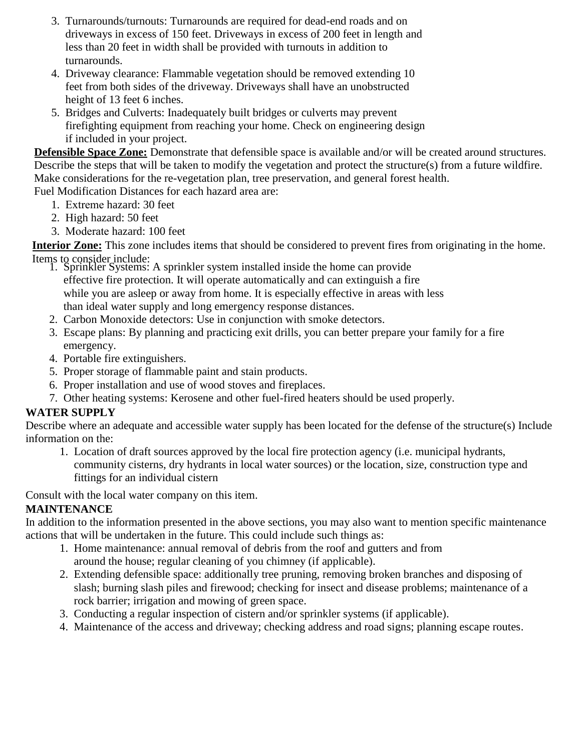3. Turnarounds/turnouts: Turnarounds are required for dead-end roads and on driveways in excess of 150 feet. Driveways in excess of 200 feet in length and less than 20 feet in width shall be provided with turnouts in addition to turnarounds.
4. Driveway clearance: Flammable vegetation should be removed extending 10 feet from both sides of the driveway. Driveways shall have an unobstructed height of 13 feet 6 inches.
5. Bridges and Culverts: Inadequately built bridges or culverts may prevent firefighting equipment from reaching your home. Check on engineering design if included in your project.

**Defensible Space Zone:** Demonstrate that defensible space is available and/or will be created around structures. Describe the steps that will be taken to modify the vegetation and protect the structure(s) from a future wildfire. Make considerations for the re-vegetation plan, tree preservation, and general forest health.

Fuel Modification Distances for each hazard area are:

1. Extreme hazard: 30 feet
2. High hazard: 50 feet
3. Moderate hazard: 100 feet

**Interior Zone:** This zone includes items that should be considered to prevent fires from originating in the home. Items to consider include:

1. Sprinkler Systems: A sprinkler system installed inside the home can provide effective fire protection. It will operate automatically and can extinguish a fire while you are asleep or away from home. It is especially effective in areas with less than ideal water supply and long emergency response distances.
2. Carbon Monoxide detectors: Use in conjunction with smoke detectors.
3. Escape plans: By planning and practicing exit drills, you can better prepare your family for a fire emergency.
4. Portable fire extinguishers.
5. Proper storage of flammable paint and stain products.
6. Proper installation and use of wood stoves and fireplaces.
7. Other heating systems: Kerosene and other fuel-fired heaters should be used properly.

## WATER SUPPLY

Describe where an adequate and accessible water supply has been located for the defense of the structure(s) Include information on the:

1. Location of draft sources approved by the local fire protection agency (i.e. municipal hydrants, community cisterns, dry hydrants in local water sources) or the location, size, construction type and fittings for an individual cistern

Consult with the local water company on this item.

## MAINTENANCE

In addition to the information presented in the above sections, you may also want to mention specific maintenance actions that will be undertaken in the future. This could include such things as:

1. Home maintenance: annual removal of debris from the roof and gutters and from around the house; regular cleaning of you chimney (if applicable).
2. Extending defensible space: additionally tree pruning, removing broken branches and disposing of slash; burning slash piles and firewood; checking for insect and disease problems; maintenance of a rock barrier; irrigation and mowing of green space.
3. Conducting a regular inspection of cistern and/or sprinkler systems (if applicable).
4. Maintenance of the access and driveway; checking address and road signs; planning escape routes.